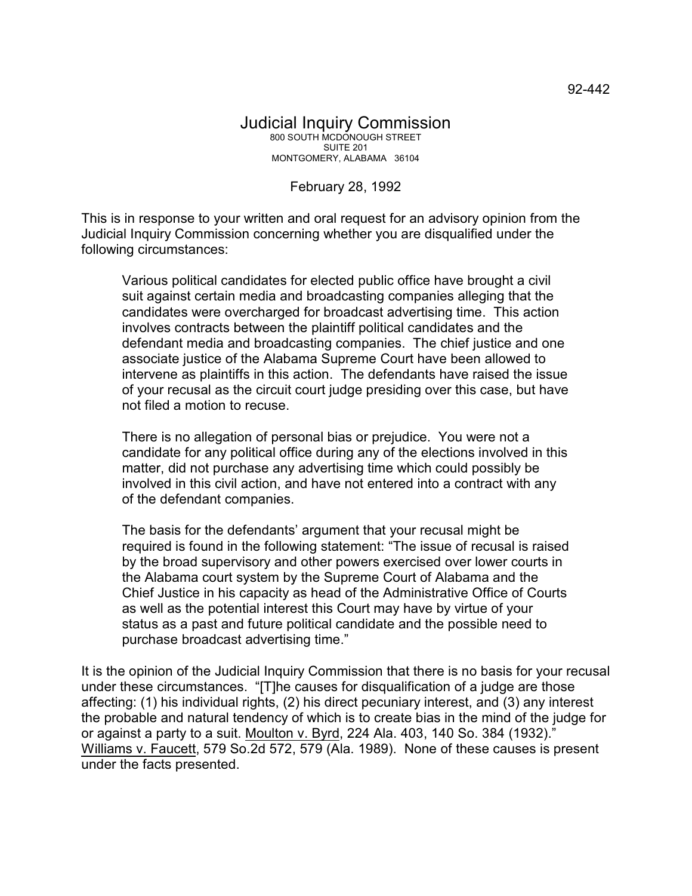92-442

# Judicial Inquiry Commission

800 SOUTH MCDONOUGH STREET
SUITE 201
MONTGOMERY, ALABAMA 36104

February 28, 1992

This is in response to your written and oral request for an advisory opinion from the Judicial Inquiry Commission concerning whether you are disqualified under the following circumstances:

> Various political candidates for elected public office have brought a civil suit against certain media and broadcasting companies alleging that the candidates were overcharged for broadcast advertising time. This action involves contracts between the plaintiff political candidates and the defendant media and broadcasting companies. The chief justice and one associate justice of the Alabama Supreme Court have been allowed to intervene as plaintiffs in this action. The defendants have raised the issue of your recusal as the circuit court judge presiding over this case, but have not filed a motion to recuse.
>
> There is no allegation of personal bias or prejudice. You were not a candidate for any political office during any of the elections involved in this matter, did not purchase any advertising time which could possibly be involved in this civil action, and have not entered into a contract with any of the defendant companies.
>
> The basis for the defendants' argument that your recusal might be required is found in the following statement: "The issue of recusal is raised by the broad supervisory and other powers exercised over lower courts in the Alabama court system by the Supreme Court of Alabama and the Chief Justice in his capacity as head of the Administrative Office of Courts as well as the potential interest this Court may have by virtue of your status as a past and future political candidate and the possible need to purchase broadcast advertising time."

It is the opinion of the Judicial Inquiry Commission that there is no basis for your recusal under these circumstances. "[T]he causes for disqualification of a judge are those affecting: (1) his individual rights, (2) his direct pecuniary interest, and (3) any interest the probable and natural tendency of which is to create bias in the mind of the judge for or against a party to a suit. Moulton v. Byrd, 224 Ala. 403, 140 So. 384 (1932)." Williams v. Faucett, 579 So.2d 572, 579 (Ala. 1989). None of these causes is present under the facts presented.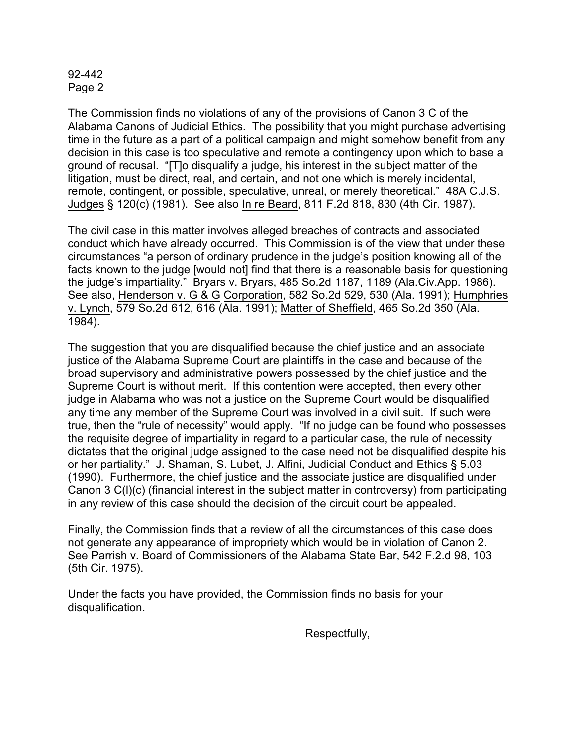The Commission finds no violations of any of the provisions of Canon 3 C of the Alabama Canons of Judicial Ethics. The possibility that you might purchase advertising time in the future as a part of a political campaign and might somehow benefit from any decision in this case is too speculative and remote a contingency upon which to base a ground of recusal. "[T]o disqualify a judge, his interest in the subject matter of the litigation, must be direct, real, and certain, and not one which is merely incidental, remote, contingent, or possible, speculative, unreal, or merely theoretical." 48A C.J.S. Judges § 120(c) (1981). See also In re Beard, 811 F.2d 818, 830 (4th Cir. 1987).

The civil case in this matter involves alleged breaches of contracts and associated conduct which have already occurred. This Commission is of the view that under these circumstances "a person of ordinary prudence in the judge's position knowing all of the facts known to the judge [would not] find that there is a reasonable basis for questioning the judge's impartiality." Bryars v. Bryars, 485 So.2d 1187, 1189 (Ala.Civ.App. 1986). See also, Henderson v. G & G Corporation, 582 So.2d 529, 530 (Ala. 1991); Humphries v. Lynch, 579 So.2d 612, 616 (Ala. 1991); Matter of Sheffield, 465 So.2d 350 (Ala. 1984).

The suggestion that you are disqualified because the chief justice and an associate justice of the Alabama Supreme Court are plaintiffs in the case and because of the broad supervisory and administrative powers possessed by the chief justice and the Supreme Court is without merit. If this contention were accepted, then every other judge in Alabama who was not a justice on the Supreme Court would be disqualified any time any member of the Supreme Court was involved in a civil suit. If such were true, then the "rule of necessity" would apply. "If no judge can be found who possesses the requisite degree of impartiality in regard to a particular case, the rule of necessity dictates that the original judge assigned to the case need not be disqualified despite his or her partiality." J. Shaman, S. Lubet, J. Alfini, Judicial Conduct and Ethics § 5.03 (1990). Furthermore, the chief justice and the associate justice are disqualified under Canon 3 C(l)(c) (financial interest in the subject matter in controversy) from participating in any review of this case should the decision of the circuit court be appealed.

Finally, the Commission finds that a review of all the circumstances of this case does not generate any appearance of impropriety which would be in violation of Canon 2. See Parrish v. Board of Commissioners of the Alabama State Bar, 542 F.2.d 98, 103 (5th Cir. 1975).

Under the facts you have provided, the Commission finds no basis for your disqualification.

Respectfully,